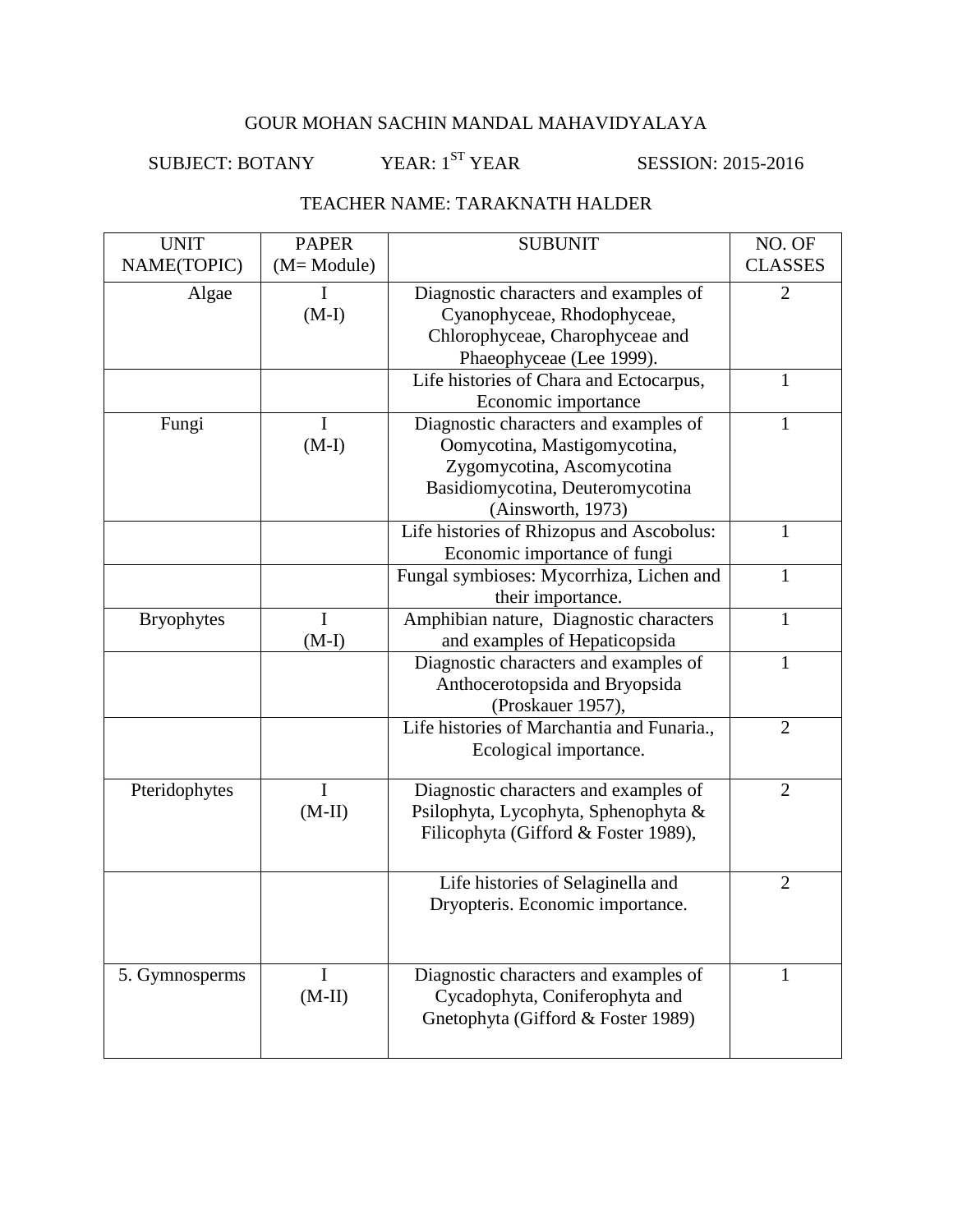GOUR MOHAN SACHIN MANDAL MAHAVIDYALAYA

SUBJECT: BOTANY YEAR: 1ST YEAR SESSION: 2015-2016

TEACHER NAME: TARAKNATH HALDER

| UNIT NAME(TOPIC) | PAPER (M= Module) | SUBUNIT | NO. OF CLASSES |
|---|---|---|---|
| Algae | I (M-I) | Diagnostic characters and examples of Cyanophyceae, Rhodophyceae, Chlorophyceae, Charophyceae and Phaeophyceae (Lee 1999). | 2 |
| | | Life histories of Chara and Ectocarpus, Economic importance | 1 |
| Fungi | I (M-I) | Diagnostic characters and examples of Oomycotina, Mastigomycotina, Zygomycotina, Ascomycotina Basidiomycotina, Deuteromycotina (Ainsworth, 1973) | 1 |
| | | Life histories of Rhizopus and Ascobolus: Economic importance of fungi | 1 |
| | | Fungal symbioses: Mycorrhiza, Lichen and their importance. | 1 |
| Bryophytes | I (M-I) | Amphibian nature, Diagnostic characters and examples of Hepaticopsida | 1 |
| | | Diagnostic characters and examples of Anthocerotopsida and Bryopsida (Proskauer 1957), | 1 |
| | | Life histories of Marchantia and Funaria., Ecological importance. | 2 |
| Pteridophytes | I (M-II) | Diagnostic characters and examples of Psilophyta, Lycophyta, Sphenophyta & Filicophyta (Gifford & Foster 1989), | 2 |
| | | Life histories of Selaginella and Dryopteris. Economic importance. | 2 |
| 5. Gymnosperms | I (M-II) | Diagnostic characters and examples of Cycadophyta, Coniferophyta and Gnetophyta (Gifford & Foster 1989) | 1 |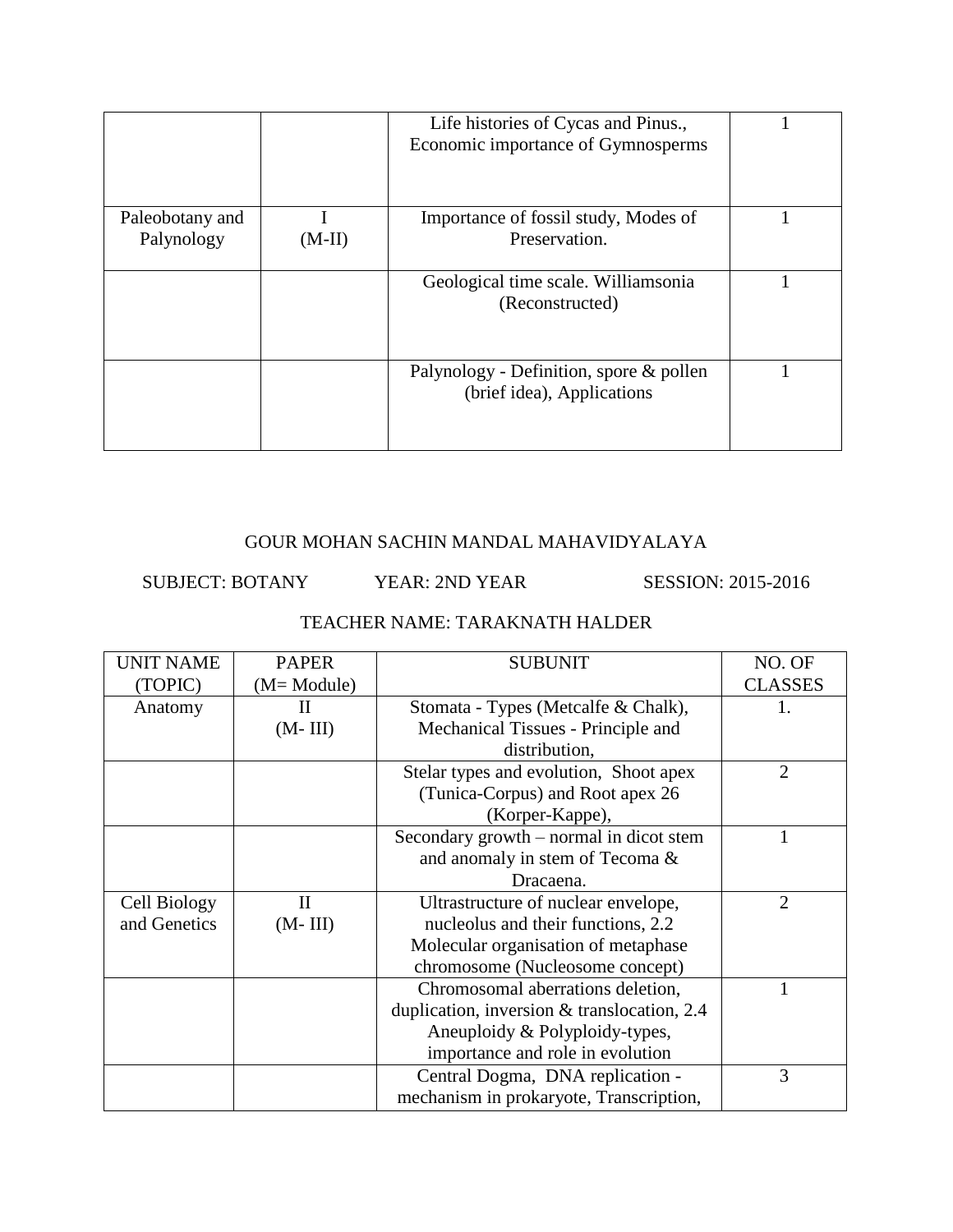| | | Life histories of Cycas and Pinus., Economic importance of Gymnosperms | 1 |
|---|---|---|---|
| Paleobotany and Palynology | I (M-II) | Importance of fossil study, Modes of Preservation. | 1 |
| | | Geological time scale. Williamsonia (Reconstructed) | 1 |
| | | Palynology - Definition, spore & pollen (brief idea), Applications | 1 |

GOUR MOHAN SACHIN MANDAL MAHAVIDYALAYA

SUBJECT: BOTANY YEAR: 2ND YEAR SESSION: 2015-2016

TEACHER NAME: TARAKNATH HALDER

| UNIT NAME (TOPIC) | PAPER (M= Module) | SUBUNIT | NO. OF CLASSES |
|---|---|---|---|
| Anatomy | II (M- III) | Stomata - Types (Metcalfe & Chalk), Mechanical Tissues - Principle and distribution, | 1. |
| | | Stelar types and evolution, Shoot apex (Tunica-Corpus) and Root apex 26 (Korper-Kappe), | 2 |
| | | Secondary growth – normal in dicot stem and anomaly in stem of Tecoma & Dracaena. | 1 |
| Cell Biology and Genetics | II (M- III) | Ultrastructure of nuclear envelope, nucleolus and their functions, 2.2 Molecular organisation of metaphase chromosome (Nucleosome concept) | 2 |
| | | Chromosomal aberrations deletion, duplication, inversion & translocation, 2.4 Aneuploidy & Polyploidy-types, importance and role in evolution | 1 |
| | | Central Dogma, DNA replication - mechanism in prokaryote, Transcription, | 3 |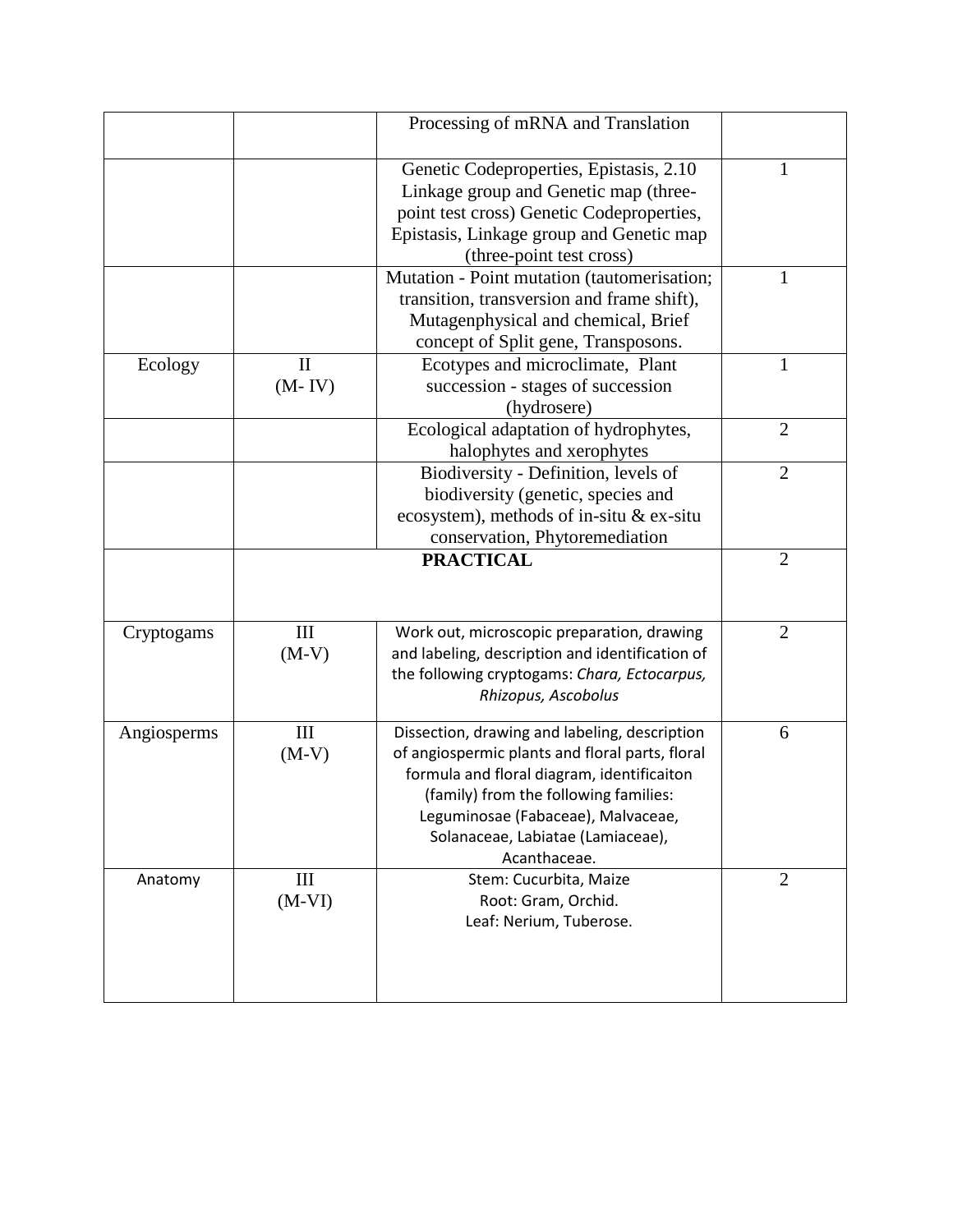| | | | |
|---|---|---|---|
| | | Processing of mRNA and Translation | |
| | | Genetic Codeproperties, Epistasis, 2.10 Linkage group and Genetic map (three-point test cross) Genetic Codeproperties, Epistasis, Linkage group and Genetic map (three-point test cross) | 1 |
| | | Mutation - Point mutation (tautomerisation; transition, transversion and frame shift), Mutagenphysical and chemical, Brief concept of Split gene, Transposons. | 1 |
| Ecology | II (M- IV) | Ecotypes and microclimate, Plant succession - stages of succession (hydrosere) | 1 |
| | | Ecological adaptation of hydrophytes, halophytes and xerophytes | 2 |
| | | Biodiversity - Definition, levels of biodiversity (genetic, species and ecosystem), methods of in-situ & ex-situ conservation, Phytoremediation | 2 |
| | **PRACTICAL** | | 2 |
| Cryptogams | III (M-V) | Work out, microscopic preparation, drawing and labeling, description and identification of the following cryptogams: *Chara, Ectocarpus, Rhizopus, Ascobolus* | 2 |
| Angiosperms | III (M-V) | Dissection, drawing and labeling, description of angiospermic plants and floral parts, floral formula and floral diagram, identificaiton (family) from the following families: Leguminosae (Fabaceae), Malvaceae, Solanaceae, Labiatae (Lamiaceae), Acanthaceae. | 6 |
| Anatomy | III (M-VI) | Stem: Cucurbita, Maize<br>Root: Gram, Orchid.<br>Leaf: Nerium, Tuberose. | 2 |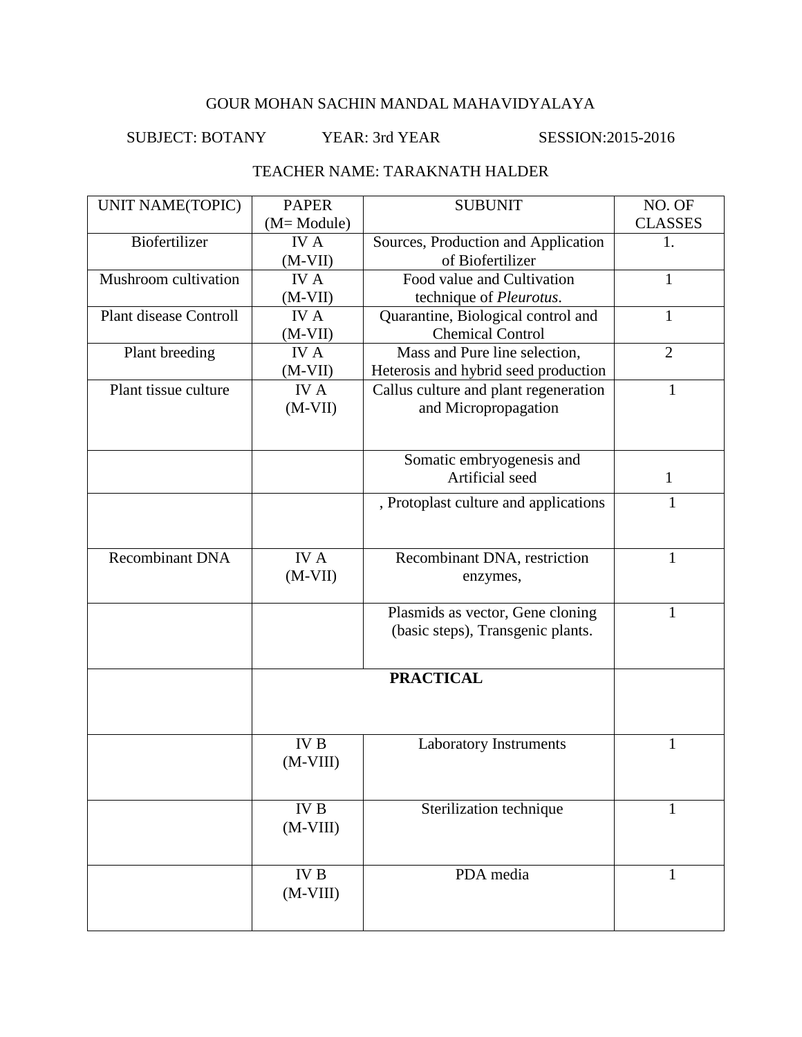GOUR MOHAN SACHIN MANDAL MAHAVIDYALAYA

SUBJECT: BOTANY YEAR: 3rd YEAR SESSION:2015-2016

TEACHER NAME: TARAKNATH HALDER

| UNIT NAME(TOPIC) | PAPER (M= Module) | SUBUNIT | NO. OF CLASSES |
|---|---|---|---|
| Biofertilizer | IV A (M-VII) | Sources, Production and Application of Biofertilizer | 1. |
| Mushroom cultivation | IV A (M-VII) | Food value and Cultivation technique of *Pleurotus*. | 1 |
| Plant disease Controll | IV A (M-VII) | Quarantine, Biological control and Chemical Control | 1 |
| Plant breeding | IV A (M-VII) | Mass and Pure line selection, Heterosis and hybrid seed production | 2 |
| Plant tissue culture | IV A (M-VII) | Callus culture and plant regeneration and Micropropagation | 1 |
| | | Somatic embryogenesis and Artificial seed | 1 |
| | | , Protoplast culture and applications | 1 |
| Recombinant DNA | IV A (M-VII) | Recombinant DNA, restriction enzymes, | 1 |
| | | Plasmids as vector, Gene cloning (basic steps), Transgenic plants. | 1 |
| | **PRACTICAL** | | |
| | IV B (M-VIII) | Laboratory Instruments | 1 |
| | IV B (M-VIII) | Sterilization technique | 1 |
| | IV B (M-VIII) | PDA media | 1 |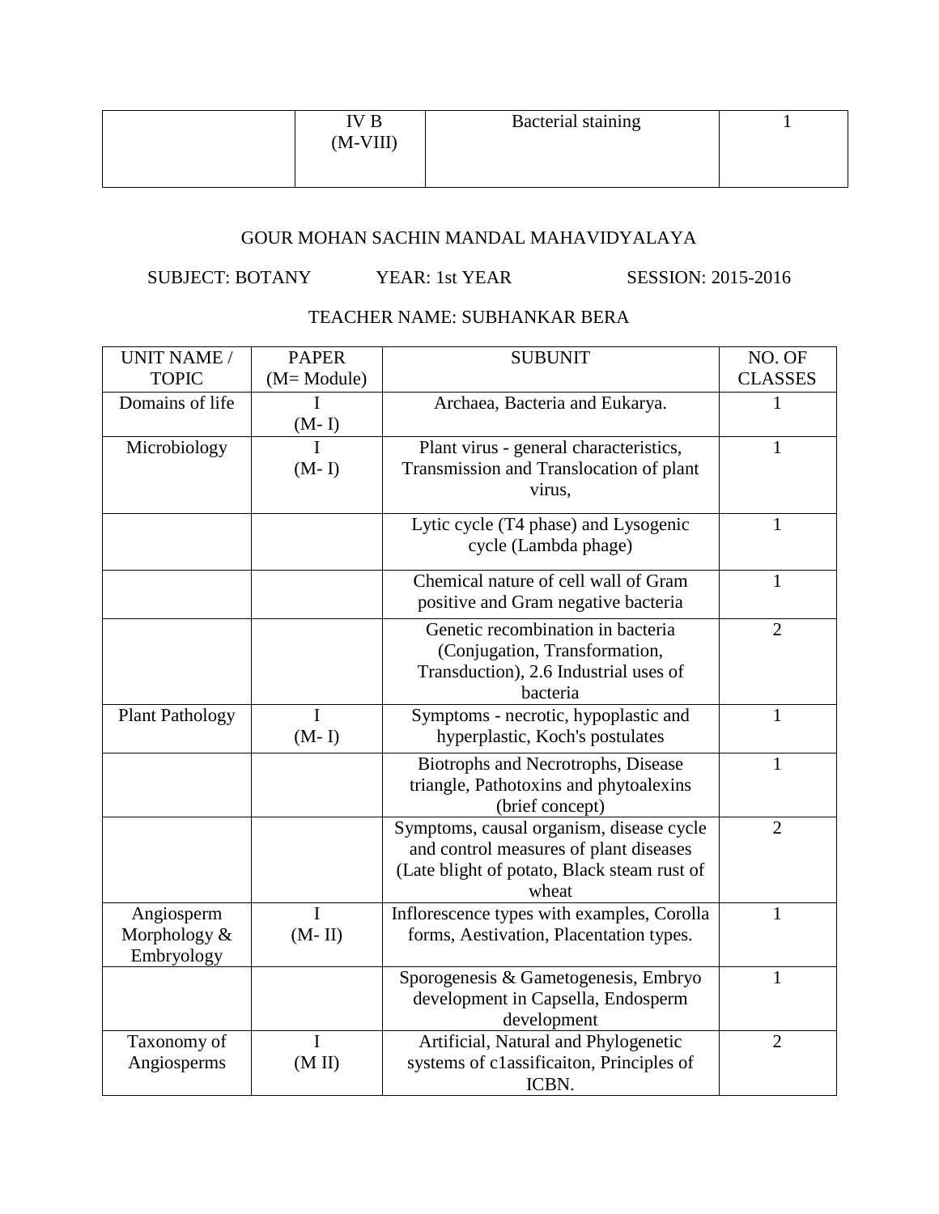|  | IV B (M-VIII) | Bacterial staining | 1 |
|---|---|---|---|

GOUR MOHAN SACHIN MANDAL MAHAVIDYALAYA

SUBJECT: BOTANY YEAR: 1st YEAR SESSION: 2015-2016

TEACHER NAME: SUBHANKAR BERA

| UNIT NAME / TOPIC | PAPER (M= Module) | SUBUNIT | NO. OF CLASSES |
|---|---|---|---|
| Domains of life | I (M- I) | Archaea, Bacteria and Eukarya. | 1 |
| Microbiology | I (M- I) | Plant virus - general characteristics, Transmission and Translocation of plant virus, | 1 |
|  |  | Lytic cycle (T4 phase) and Lysogenic cycle (Lambda phage) | 1 |
|  |  | Chemical nature of cell wall of Gram positive and Gram negative bacteria | 1 |
|  |  | Genetic recombination in bacteria (Conjugation, Transformation, Transduction), 2.6 Industrial uses of bacteria | 2 |
| Plant Pathology | I (M- I) | Symptoms - necrotic, hypoplastic and hyperplastic, Koch's postulates | 1 |
|  |  | Biotrophs and Necrotrophs, Disease triangle, Pathotoxins and phytoalexins (brief concept) | 1 |
|  |  | Symptoms, causal organism, disease cycle and control measures of plant diseases (Late blight of potato, Black steam rust of wheat | 2 |
| Angiosperm Morphology & Embryology | I (M- II) | Inflorescence types with examples, Corolla forms, Aestivation, Placentation types. | 1 |
|  |  | Sporogenesis & Gametogenesis, Embryo development in Capsella, Endosperm development | 1 |
| Taxonomy of Angiosperms | I (M II) | Artificial, Natural and Phylogenetic systems of c1assificaiton, Principles of ICBN. | 2 |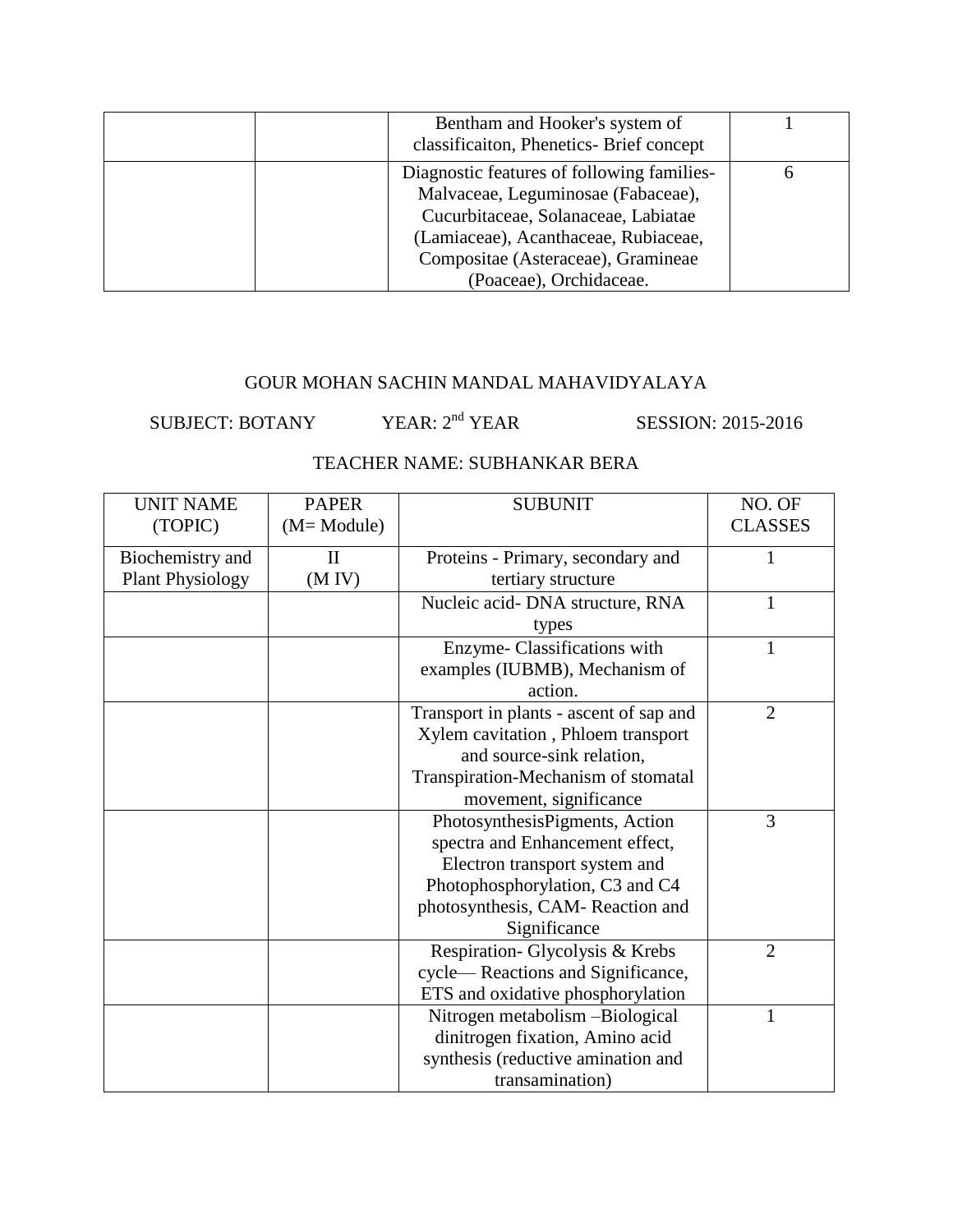| | | Bentham and Hooker's system of classificaiton, Phenetics- Brief concept | 1 |
|---|---|---|---|
| | | Diagnostic features of following families- Malvaceae, Leguminosae (Fabaceae), Cucurbitaceae, Solanaceae, Labiatae (Lamiaceae), Acanthaceae, Rubiaceae, Compositae (Asteraceae), Gramineae (Poaceae), Orchidaceae. | 6 |

GOUR MOHAN SACHIN MANDAL MAHAVIDYALAYA

SUBJECT: BOTANY YEAR: 2nd YEAR SESSION: 2015-2016

TEACHER NAME: SUBHANKAR BERA

| UNIT NAME (TOPIC) | PAPER (M= Module) | SUBUNIT | NO. OF CLASSES |
|---|---|---|---|
| Biochemistry and Plant Physiology | II (M IV) | Proteins - Primary, secondary and tertiary structure | 1 |
| | | Nucleic acid- DNA structure, RNA types | 1 |
| | | Enzyme- Classifications with examples (IUBMB), Mechanism of action. | 1 |
| | | Transport in plants - ascent of sap and Xylem cavitation , Phloem transport and source-sink relation, Transpiration-Mechanism of stomatal movement, significance | 2 |
| | | PhotosynthesisPigments, Action spectra and Enhancement effect, Electron transport system and Photophosphorylation, C3 and C4 photosynthesis, CAM- Reaction and Significance | 3 |
| | | Respiration- Glycolysis & Krebs cycle— Reactions and Significance, ETS and oxidative phosphorylation | 2 |
| | | Nitrogen metabolism –Biological dinitrogen fixation, Amino acid synthesis (reductive amination and transamination) | 1 |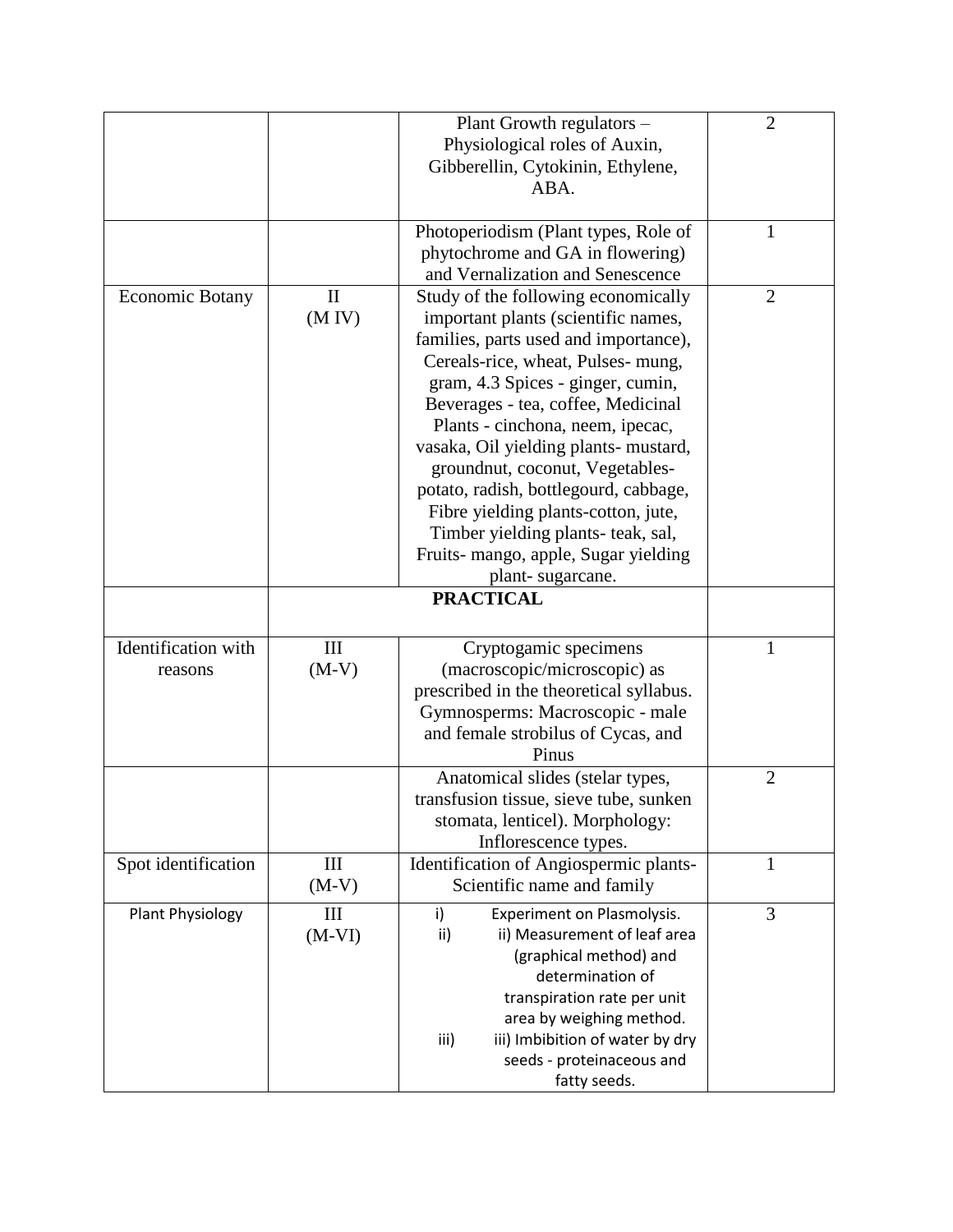| | | | |
|---|---|---|---|
| | | Plant Growth regulators – Physiological roles of Auxin, Gibberellin, Cytokinin, Ethylene, ABA. | 2 |
| | | Photoperiodism (Plant types, Role of phytochrome and GA in flowering) and Vernalization and Senescence | 1 |
| Economic Botany | II (M IV) | Study of the following economically important plants (scientific names, families, parts used and importance), Cereals-rice, wheat, Pulses- mung, gram, 4.3 Spices - ginger, cumin, Beverages - tea, coffee, Medicinal Plants - cinchona, neem, ipecac, vasaka, Oil yielding plants- mustard, groundnut, coconut, Vegetables- potato, radish, bottlegourd, cabbage, Fibre yielding plants-cotton, jute, Timber yielding plants- teak, sal, Fruits- mango, apple, Sugar yielding plant- sugarcane. | 2 |
| | **PRACTICAL** | | |
| Identification with reasons | III (M-V) | Cryptogamic specimens (macroscopic/microscopic) as prescribed in the theoretical syllabus. Gymnosperms: Macroscopic - male and female strobilus of Cycas, and Pinus | 1 |
| | | Anatomical slides (stelar types, transfusion tissue, sieve tube, sunken stomata, lenticel). Morphology: Inflorescence types. | 2 |
| Spot identification | III (M-V) | Identification of Angiospermic plants- Scientific name and family | 1 |
| Plant Physiology | III (M-VI) | i) Experiment on Plasmolysis. ii) ii) Measurement of leaf area (graphical method) and determination of transpiration rate per unit area by weighing method. iii) iii) Imbibition of water by dry seeds - proteinaceous and fatty seeds. | 3 |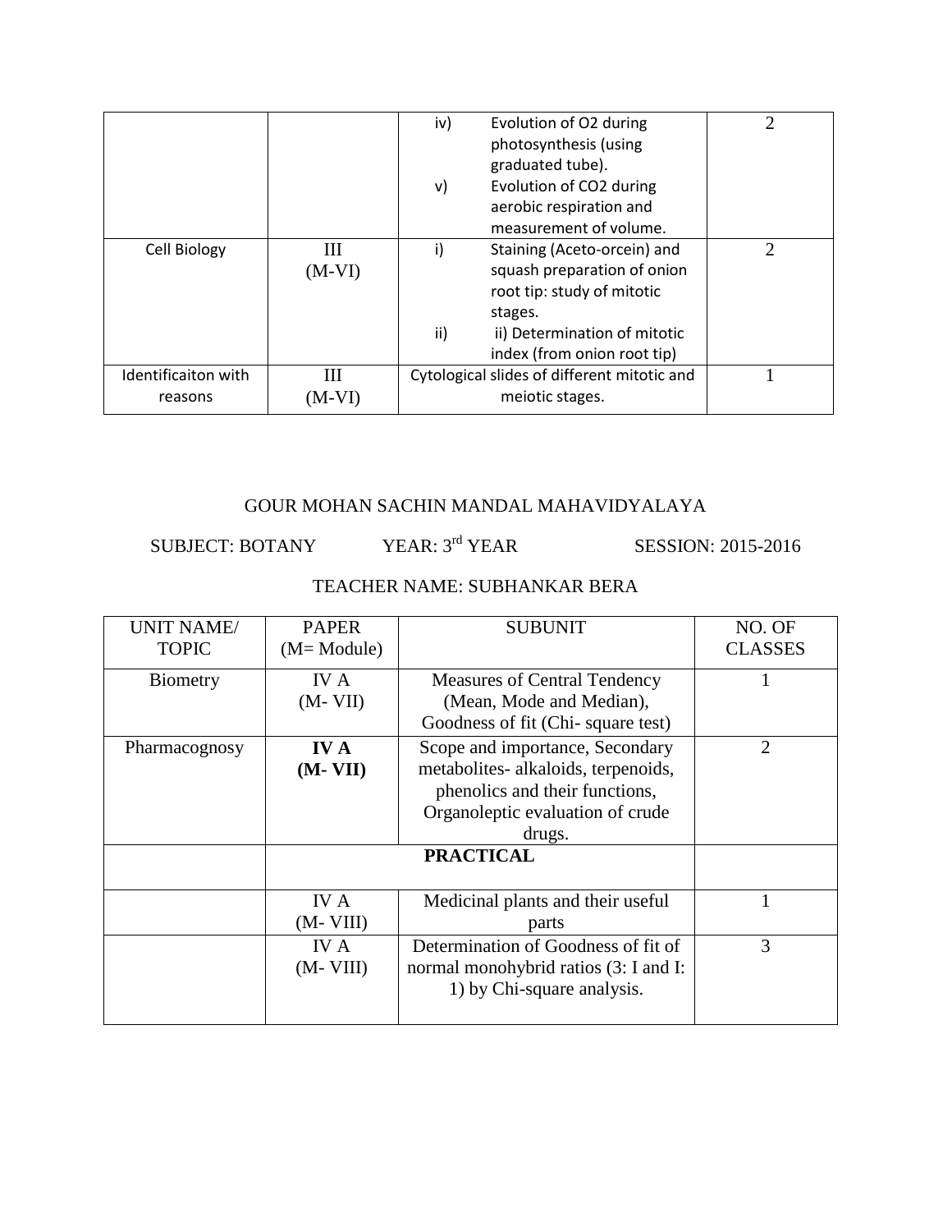| | | | |
|---|---|---|---|
| | | iv) Evolution of $O_2$ during photosynthesis (using graduated tube).<br>v) Evolution of $CO_2$ during aerobic respiration and measurement of volume. | 2 |
| Cell Biology | III (M-VI) | i) Staining (Aceto-orcein) and squash preparation of onion root tip: study of mitotic stages.<br>ii) ii) Determination of mitotic index (from onion root tip) | 2 |
| Identificaiton with reasons | III (M-VI) | Cytological slides of different mitotic and meiotic stages. | 1 |

GOUR MOHAN SACHIN MANDAL MAHAVIDYALAYA

SUBJECT: BOTANY YEAR: 3rd YEAR SESSION: 2015-2016

TEACHER NAME: SUBHANKAR BERA

| UNIT NAME/ TOPIC | PAPER (M= Module) | SUBUNIT | NO. OF CLASSES |
|---|---|---|---|
| Biometry | IV A (M- VII) | Measures of Central Tendency (Mean, Mode and Median), Goodness of fit (Chi- square test) | 1 |
| Pharmacognosy | **IV A (M- VII)** | Scope and importance, Secondary metabolites- alkaloids, terpenoids, phenolics and their functions, Organoleptic evaluation of crude drugs. | 2 |
| | **PRACTICAL** | | |
| | IV A (M- VIII) | Medicinal plants and their useful parts | 1 |
| | IV A (M- VIII) | Determination of Goodness of fit of normal monohybrid ratios (3: I and I: 1) by Chi-square analysis. | 3 |